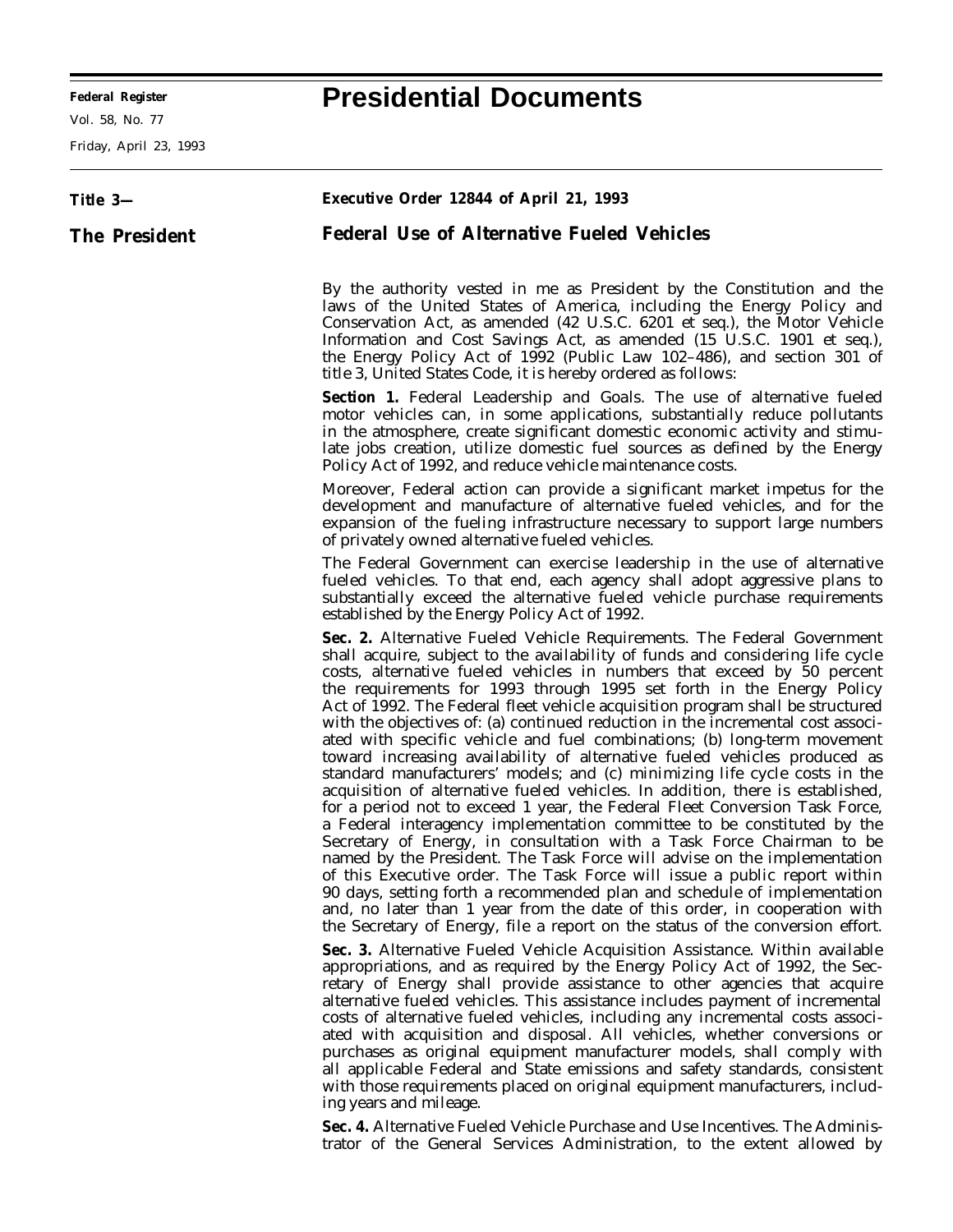# Presidential Documents

**Title 3—**

**The President**

## Executive Order 12844 of April 21, 1993

## Federal Use of Alternative Fueled Vehicles

By the authority vested in me as President by the Constitution and the laws of the United States of America, including the Energy Policy and Conservation Act, as amended (42 U.S.C. 6201 et seq.), the Motor Vehicle Information and Cost Savings Act, as amended (15 U.S.C. 1901 et seq.), the Energy Policy Act of 1992 (Public Law 102–486), and section 301 of title 3, United States Code, it is hereby ordered as follows:

**Section 1.** Federal Leadership and Goals. The use of alternative fueled motor vehicles can, in some applications, substantially reduce pollutants in the atmosphere, create significant domestic economic activity and stimulate jobs creation, utilize domestic fuel sources as defined by the Energy Policy Act of 1992, and reduce vehicle maintenance costs.

Moreover, Federal action can provide a significant market impetus for the development and manufacture of alternative fueled vehicles, and for the expansion of the fueling infrastructure necessary to support large numbers of privately owned alternative fueled vehicles.

The Federal Government can exercise leadership in the use of alternative fueled vehicles. To that end, each agency shall adopt aggressive plans to substantially exceed the alternative fueled vehicle purchase requirements established by the Energy Policy Act of 1992.

**Sec. 2.** Alternative Fueled Vehicle Requirements. The Federal Government shall acquire, subject to the availability of funds and considering life cycle costs, alternative fueled vehicles in numbers that exceed by 50 percent the requirements for 1993 through 1995 set forth in the Energy Policy Act of 1992. The Federal fleet vehicle acquisition program shall be structured with the objectives of: (a) continued reduction in the incremental cost associated with specific vehicle and fuel combinations; (b) long-term movement toward increasing availability of alternative fueled vehicles produced as standard manufacturers' models; and (c) minimizing life cycle costs in the acquisition of alternative fueled vehicles. In addition, there is established, for a period not to exceed 1 year, the Federal Fleet Conversion Task Force, a Federal interagency implementation committee to be constituted by the Secretary of Energy, in consultation with a Task Force Chairman to be named by the President. The Task Force will advise on the implementation of this Executive order. The Task Force will issue a public report within 90 days, setting forth a recommended plan and schedule of implementation and, no later than 1 year from the date of this order, in cooperation with the Secretary of Energy, file a report on the status of the conversion effort.

**Sec. 3.** Alternative Fueled Vehicle Acquisition Assistance. Within available appropriations, and as required by the Energy Policy Act of 1992, the Secretary of Energy shall provide assistance to other agencies that acquire alternative fueled vehicles. This assistance includes payment of incremental costs of alternative fueled vehicles, including any incremental costs associated with acquisition and disposal. All vehicles, whether conversions or purchases as original equipment manufacturer models, shall comply with all applicable Federal and State emissions and safety standards, consistent with those requirements placed on original equipment manufacturers, including years and mileage.

**Sec. 4.** Alternative Fueled Vehicle Purchase and Use Incentives. The Administrator of the General Services Administration, to the extent allowed by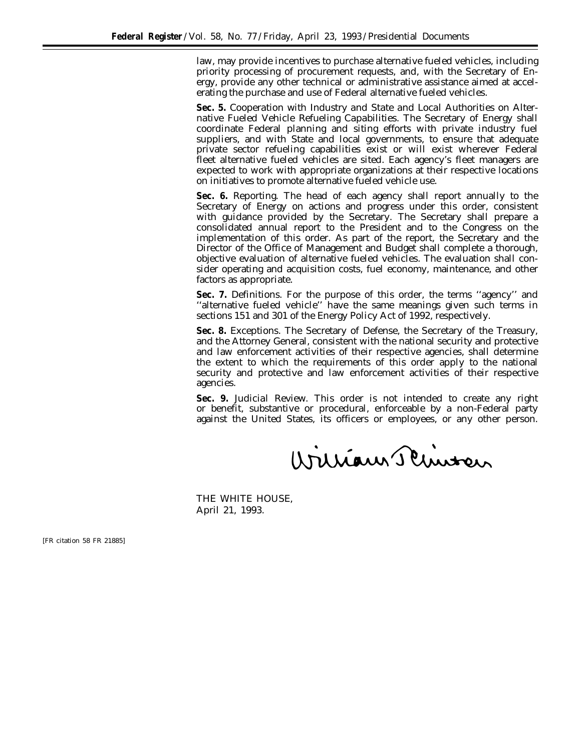law, may provide incentives to purchase alternative fueled vehicles, including priority processing of procurement requests, and, with the Secretary of Energy, provide any other technical or administrative assistance aimed at accelerating the purchase and use of Federal alternative fueled vehicles.

**Sec. 5.** *Cooperation with Industry and State and Local Authorities on Alternative Fueled Vehicle Refueling Capabilities.* The Secretary of Energy shall coordinate Federal planning and siting efforts with private industry fuel suppliers, and with State and local governments, to ensure that adequate private sector refueling capabilities exist or will exist wherever Federal fleet alternative fueled vehicles are sited. Each agency's fleet managers are expected to work with appropriate organizations at their respective locations on initiatives to promote alternative fueled vehicle use.

**Sec. 6.** *Reporting.* The head of each agency shall report annually to the Secretary of Energy on actions and progress under this order, consistent with guidance provided by the Secretary. The Secretary shall prepare a consolidated annual report to the President and to the Congress on the implementation of this order. As part of the report, the Secretary and the Director of the Office of Management and Budget shall complete a thorough, objective evaluation of alternative fueled vehicles. The evaluation shall consider operating and acquisition costs, fuel economy, maintenance, and other factors as appropriate.

**Sec. 7.** *Definitions.* For the purpose of this order, the terms ''agency'' and ''alternative fueled vehicle'' have the same meanings given such terms in sections 151 and 301 of the Energy Policy Act of 1992, respectively.

**Sec. 8.** *Exceptions.* The Secretary of Defense, the Secretary of the Treasury, and the Attorney General, consistent with the national security and protective and law enforcement activities of their respective agencies, shall determine the extent to which the requirements of this order apply to the national security and protective and law enforcement activities of their respective agencies.

**Sec. 9.** *Judicial Review.* This order is not intended to create any right or benefit, substantive or procedural, enforceable by a non-Federal party against the United States, its officers or employees, or any other person.

William J. Clinton

THE WHITE HOUSE,
April 21, 1993.

[FR citation 58 FR 21885]